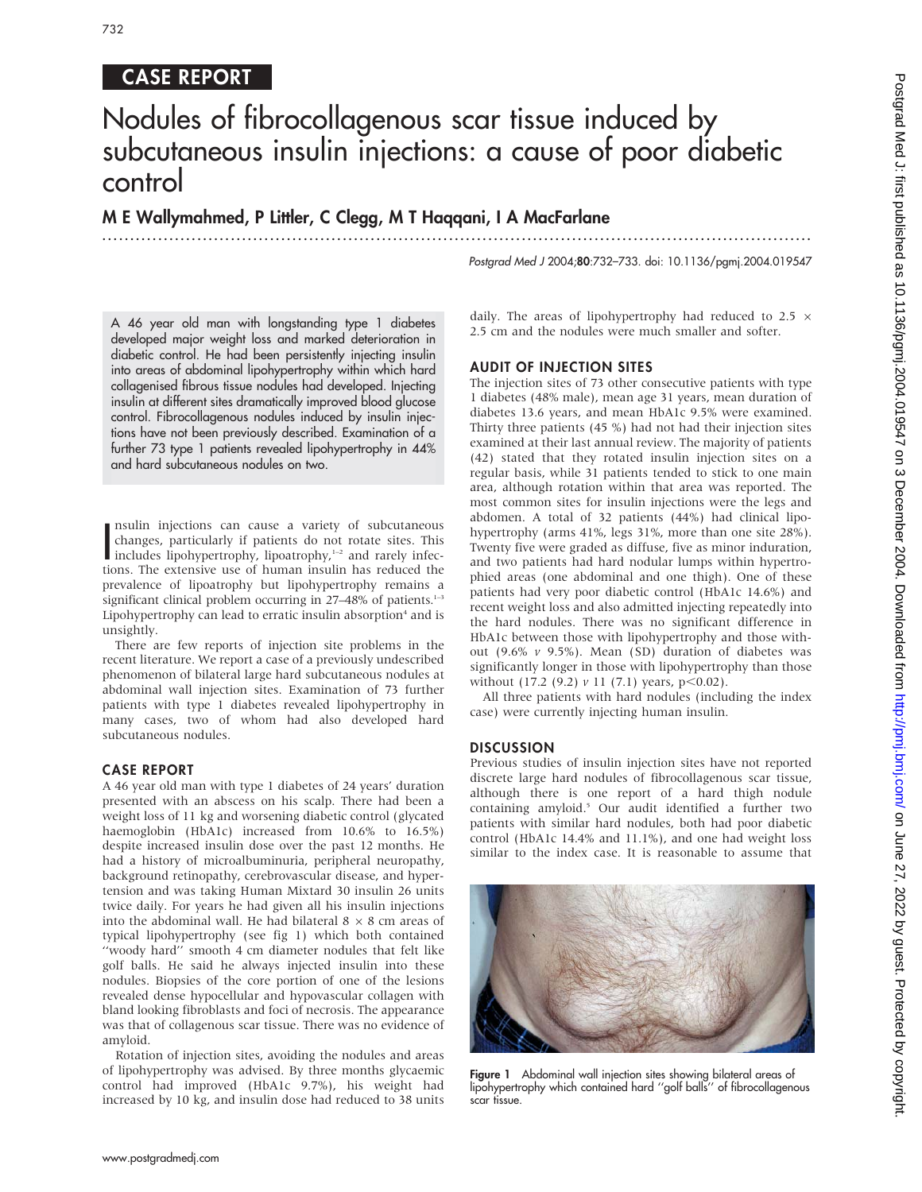## CASE REPORT

# Nodules of fibrocollagenous scar tissue induced by subcutaneous insulin injections: a cause of poor diabetic control

**M E Wallymahmed, P Littler, C Clegg, M T Haqqani, I A MacFarlane**

*Postgrad Med J* 2004;**80**:732–733. doi: 10.1136/pgmj.2004.019547

A 46 year old man with longstanding type 1 diabetes developed major weight loss and marked deterioration in diabetic control. He had been persistently injecting insulin into areas of abdominal lipohypertrophy within which hard collagenised fibrous tissue nodules had developed. Injecting insulin at different sites dramatically improved blood glucose control. Fibrocollagenous nodules induced by insulin injections have not been previously described. Examination of a further 73 type 1 patients revealed lipohypertrophy in 44% and hard subcutaneous nodules on two.

Insulin injections can cause a variety of subcutaneous changes, particularly if patients do not rotate sites. This includes lipohypertrophy, lipoatrophy,[1–2] and rarely infections. The extensive use of human insulin has reduced the prevalence of lipoatrophy but lipohypertrophy remains a significant clinical problem occurring in 27–48% of patients.[1–3] Lipohypertrophy can lead to erratic insulin absorption[4] and is unsightly.

There are few reports of injection site problems in the recent literature. We report a case of a previously undescribed phenomenon of bilateral large hard subcutaneous nodules at abdominal wall injection sites. Examination of 73 further patients with type 1 diabetes revealed lipohypertrophy in many cases, two of whom had also developed hard subcutaneous nodules.

## CASE REPORT

A 46 year old man with type 1 diabetes of 24 years' duration presented with an abscess on his scalp. There had been a weight loss of 11 kg and worsening diabetic control (glycated haemoglobin (HbA1c) increased from 10.6% to 16.5%) despite increased insulin dose over the past 12 months. He had a history of microalbuminuria, peripheral neuropathy, background retinopathy, cerebrovascular disease, and hypertension and was taking Human Mixtard 30 insulin 26 units twice daily. For years he had given all his insulin injections into the abdominal wall. He had bilateral 8 × 8 cm areas of typical lipohypertrophy (see fig 1) which both contained "woody hard" smooth 4 cm diameter nodules that felt like golf balls. He said he always injected insulin into these nodules. Biopsies of the core portion of one of the lesions revealed dense hypocellular and hypovascular collagen with bland looking fibroblasts and foci of necrosis. The appearance was that of collagenous scar tissue. There was no evidence of amyloid.

Rotation of injection sites, avoiding the nodules and areas of lipohypertrophy was advised. By three months glycaemic control had improved (HbA1c 9.7%), his weight had increased by 10 kg, and insulin dose had reduced to 38 units daily. The areas of lipohypertrophy had reduced to 2.5 × 2.5 cm and the nodules were much smaller and softer.

## AUDIT OF INJECTION SITES

The injection sites of 73 other consecutive patients with type 1 diabetes (48% male), mean age 31 years, mean duration of diabetes 13.6 years, and mean HbA1c 9.5% were examined. Thirty three patients (45 %) had not had their injection sites examined at their last annual review. The majority of patients (42) stated that they rotated insulin injection sites on a regular basis, while 31 patients tended to stick to one main area, although rotation within that area was reported. The most common sites for insulin injections were the legs and abdomen. A total of 32 patients (44%) had clinical lipohypertrophy (arms 41%, legs 31%, more than one site 28%). Twenty five were graded as diffuse, five as minor induration, and two patients had hard nodular lumps within hypertrophied areas (one abdominal and one thigh). One of these patients had very poor diabetic control (HbA1c 14.6%) and recent weight loss and also admitted injecting repeatedly into the hard nodules. There was no significant difference in HbA1c between those with lipohypertrophy and those without (9.6% *v* 9.5%). Mean (SD) duration of diabetes was significantly longer in those with lipohypertrophy than those without (17.2 (9.2) *v* 11 (7.1) years, $p<0.02$).

All three patients with hard nodules (including the index case) were currently injecting human insulin.

## DISCUSSION

Previous studies of insulin injection sites have not reported discrete large hard nodules of fibrocollagenous scar tissue, although there is one report of a hard thigh nodule containing amyloid.[5] Our audit identified a further two patients with similar hard nodules, both had poor diabetic control (HbA1c 14.4% and 11.1%), and one had weight loss similar to the index case. It is reasonable to assume that

**Figure 1** Abdominal wall injection sites showing bilateral areas of lipohypertrophy which contained hard "golf balls" of fibrocollagenous scar tissue.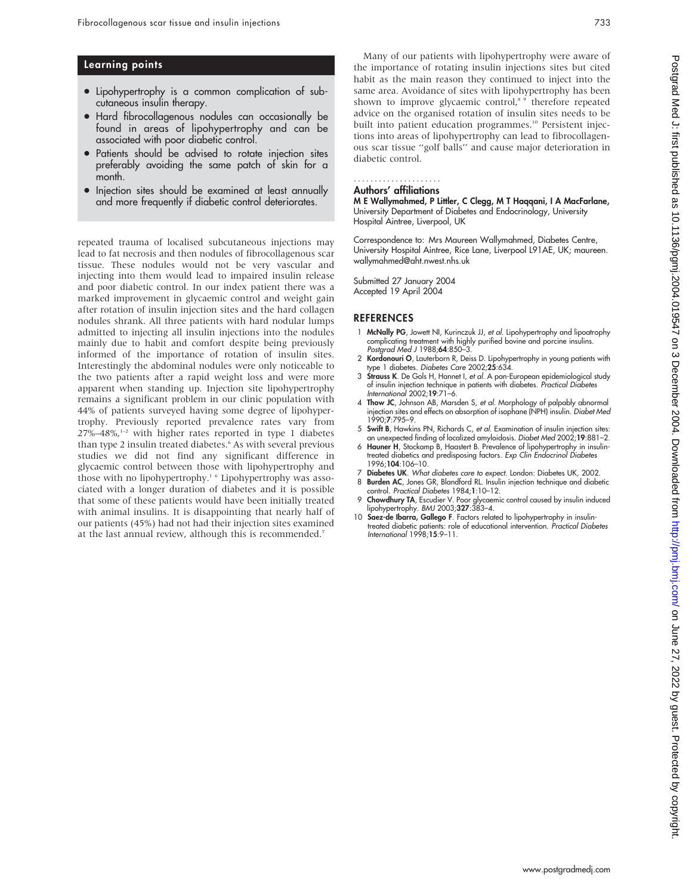## Learning points

- Lipohypertrophy is a common complication of subcutaneous insulin therapy.
- Hard fibrocollagenous nodules can occasionally be found in areas of lipohypertrophy and can be associated with poor diabetic control.
- Patients should be advised to rotate injection sites preferably avoiding the same patch of skin for a month.
- Injection sites should be examined at least annually and more frequently if diabetic control deteriorates.

repeated trauma of localised subcutaneous injections may lead to fat necrosis and then nodules of fibrocollagenous scar tissue. These nodules would not be very vascular and injecting into them would lead to impaired insulin release and poor diabetic control. In our index patient there was a marked improvement in glycaemic control and weight gain after rotation of insulin injection sites and the hard collagen nodules shrank. All three patients with hard nodular lumps admitted to injecting all insulin injections into the nodules mainly due to habit and comfort despite being previously informed of the importance of rotation of insulin sites. Interestingly the abdominal nodules were only noticeable to the two patients after a rapid weight loss and were more apparent when standing up. Injection site lipohypertrophy remains a significant problem in our clinic population with 44% of patients surveyed having some degree of lipohypertrophy. Previously reported prevalence rates vary from 27%–48%,[1–2] with higher rates reported in type 1 diabetes than type 2 insulin treated diabetes.[6] As with several previous studies we did not find any significant difference in glycaemic control between those with lipohypertrophy and those with no lipohypertrophy.[1 6] Lipohypertrophy was associated with a longer duration of diabetes and it is possible that some of these patients would have been initially treated with animal insulins. It is disappointing that nearly half of our patients (45%) had not had their injection sites examined at the last annual review, although this is recommended.[7]

Many of our patients with lipohypertrophy were aware of the importance of rotating insulin injections sites but cited habit as the main reason they continued to inject into the same area. Avoidance of sites with lipohypertrophy has been shown to improve glycaemic control,[8 9] therefore repeated advice on the organised rotation of insulin sites needs to be built into patient education programmes.[10] Persistent injections into areas of lipohypertrophy can lead to fibrocollagenous scar tissue ''golf balls'' and cause major deterioration in diabetic control.

### Authors' affiliations

**M E Wallymahmed, P Littler, C Clegg, M T Haqqani, I A MacFarlane,** University Department of Diabetes and Endocrinology, University Hospital Aintree, Liverpool, UK

Correspondence to: Mrs Maureen Wallymahmed, Diabetes Centre, University Hospital Aintree, Rice Lane, Liverpool L91AE, UK; maureen.wallymahmed@aht.nwest.nhs.uk

Submitted 27 January 2004
Accepted 19 April 2004

## REFERENCES

1. **McNally PG**, Jowett NI, Kurinczuk JJ, *et al*. Lipohypertrophy and lipoatrophy complicating treatment with highly purified bovine and porcine insulins. *Postgrad Med J* 1988;**64**:850–3.
2. **Kordonouri O**, Lauterborn R, Deiss D. Lipohypertrophy in young patients with type 1 diabetes. *Diabetes Care* 2002;**25**:634.
3. **Strauss K**. De Gols H, Hannet I, *et al*. A pan-European epidemiological study of insulin injection technique in patients with diabetes. *Practical Diabetes International* 2002;**19**:71–6.
4. **Thow JC**, Johnson AB, Marsden S, *et al*. Morphology of palpably abnormal injection sites and effects on absorption of isophane (NPH) insulin. *Diabet Med* 1990;**7**:795–9.
5. **Swift B**, Hawkins PN, Richards C, *et al*. Examination of insulin injection sites: an unexpected finding of localized amyloidosis. *Diabet Med* 2002;**19**:881–2.
6. **Hauner H**, Stockamp B, Haastert B. Prevalence of lipohypertrophy in insulin-treated diabetics and predisposing factors. *Exp Clin Endocrinol Diabetes* 1996;**104**:106–10.
7. **Diabetes UK**. *What diabetes care to expect*. London: Diabetes UK, 2002.
8. **Burden AC**, Jones GR, Blandford RL. Insulin injection technique and diabetic control. *Practical Diabetes* 1984;**1**:10–12.
9. **Chowdhury TA**, Escudier V. Poor glycaemic control caused by insulin induced lipohypertrophy. *BMJ* 2003;**327**:383–4.
10. **Saez-de Ibarra, Gallego F**. Factors related to lipohypertrophy in insulin-treated diabetic patients: role of educational intervention. *Practical Diabetes International* 1998;**15**:9–11.